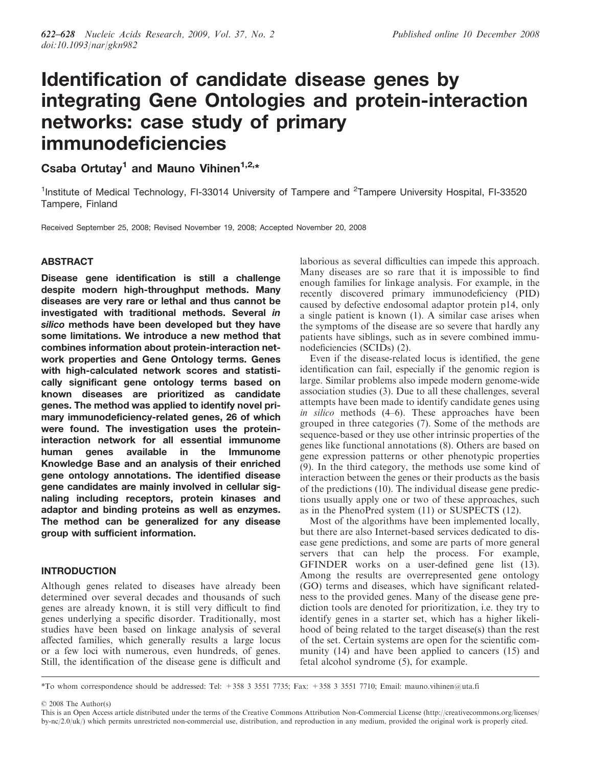# Identification of candidate disease genes by integrating Gene Ontologies and protein-interaction networks: case study of primary immunodeficiencies

**Csaba Ortutay[1] and Mauno Vihinen[1,2,*]**

[1]Institute of Medical Technology, FI-33014 University of Tampere and [2]Tampere University Hospital, FI-33520 Tampere, Finland

Received September 25, 2008; Revised November 19, 2008; Accepted November 20, 2008

## ABSTRACT

**Disease gene identification is still a challenge despite modern high-throughput methods. Many diseases are very rare or lethal and thus cannot be investigated with traditional methods. Several *in silico* methods have been developed but they have some limitations. We introduce a new method that combines information about protein-interaction network properties and Gene Ontology terms. Genes with high-calculated network scores and statistically significant gene ontology terms based on known diseases are prioritized as candidate genes. The method was applied to identify novel primary immunodeficiency-related genes, 26 of which were found. The investigation uses the protein-interaction network for all essential immunome human genes available in the Immunome Knowledge Base and an analysis of their enriched gene ontology annotations. The identified disease gene candidates are mainly involved in cellular signaling including receptors, protein kinases and adaptor and binding proteins as well as enzymes. The method can be generalized for any disease group with sufficient information.**

## INTRODUCTION

Although genes related to diseases have already been determined over several decades and thousands of such genes are already known, it is still very difficult to find genes underlying a specific disorder. Traditionally, most studies have been based on linkage analysis of several affected families, which generally results a large locus or a few loci with numerous, even hundreds, of genes. Still, the identification of the disease gene is difficult and laborious as several difficulties can impede this approach. Many diseases are so rare that it is impossible to find enough families for linkage analysis. For example, in the recently discovered primary immunodeficiency (PID) caused by defective endosomal adaptor protein p14, only a single patient is known (1). A similar case arises when the symptoms of the disease are so severe that hardly any patients have siblings, such as in severe combined immunodeficiencies (SCIDs) (2).

Even if the disease-related locus is identified, the gene identification can fail, especially if the genomic region is large. Similar problems also impede modern genome-wide association studies (3). Due to all these challenges, several attempts have been made to identify candidate genes using *in silico* methods (4–6). These approaches have been grouped in three categories (7). Some of the methods are sequence-based or they use other intrinsic properties of the genes like functional annotations (8). Others are based on gene expression patterns or other phenotypic properties (9). In the third category, the methods use some kind of interaction between the genes or their products as the basis of the predictions (10). The individual disease gene predictions usually apply one or two of these approaches, such as in the PhenoPred system (11) or SUSPECTS (12).

Most of the algorithms have been implemented locally, but there are also Internet-based services dedicated to disease gene predictions, and some are parts of more general servers that can help the process. For example, GFINDER works on a user-defined gene list (13). Among the results are overrepresented gene ontology (GO) terms and diseases, which have significant relatedness to the provided genes. Many of the disease gene prediction tools are denoted for prioritization, i.e. they try to identify genes in a starter set, which has a higher likelihood of being related to the target disease(s) than the rest of the set. Certain systems are open for the scientific community (14) and have been applied to cancers (15) and fetal alcohol syndrome (5), for example.

*To whom correspondence should be addressed: Tel: +358 3 3551 7735; Fax: +358 3 3551 7710; Email: mauno.vihinen@uta.fi

© 2008 The Author(s)

This is an Open Access article distributed under the terms of the Creative Commons Attribution Non-Commercial License (http://creativecommons.org/licenses/by-nc/2.0/uk/) which permits unrestricted non-commercial use, distribution, and reproduction in any medium, provided the original work is properly cited.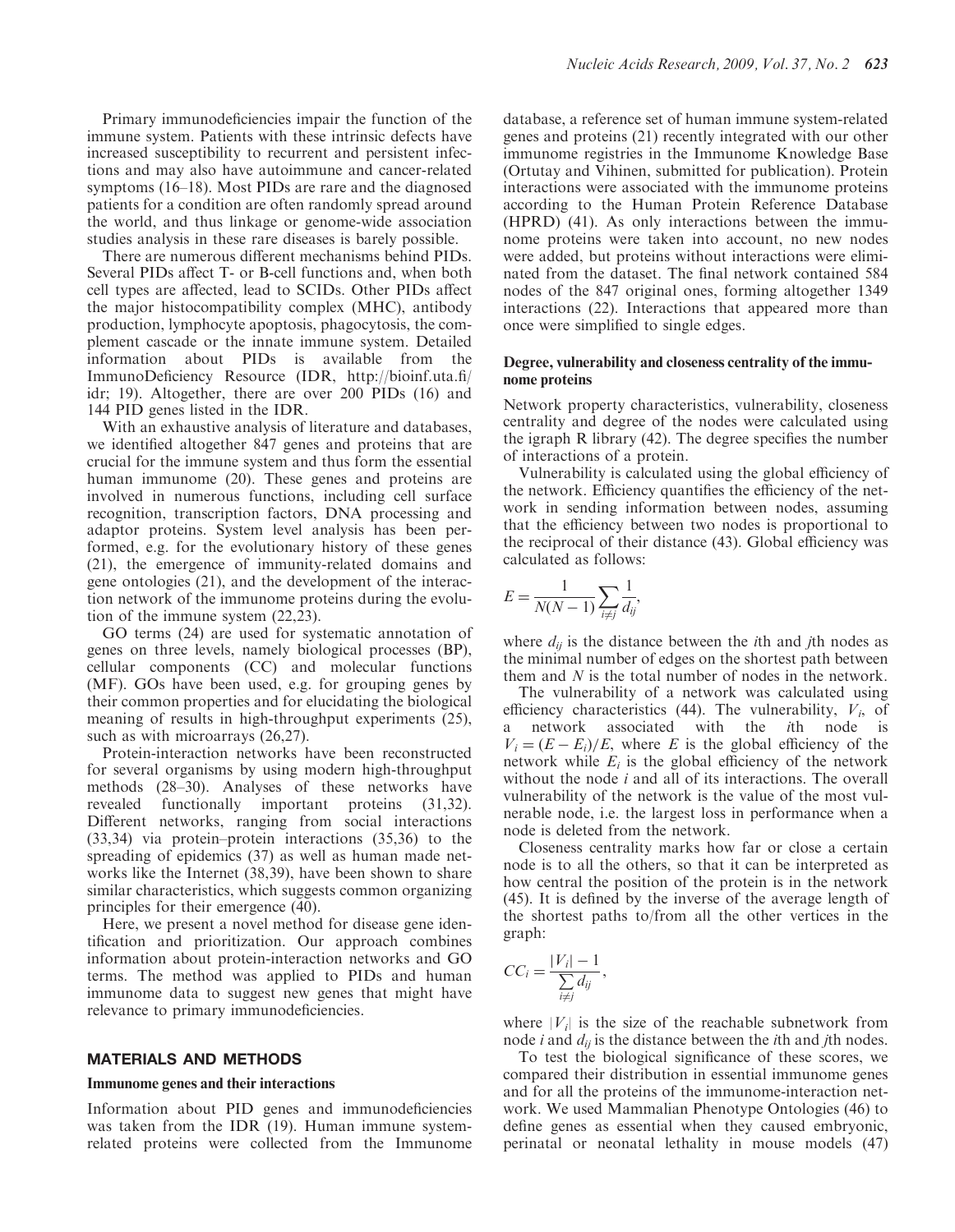Primary immunodeficiencies impair the function of the immune system. Patients with these intrinsic defects have increased susceptibility to recurrent and persistent infections and may also have autoimmune and cancer-related symptoms (16–18). Most PIDs are rare and the diagnosed patients for a condition are often randomly spread around the world, and thus linkage or genome-wide association studies analysis in these rare diseases is barely possible.

There are numerous different mechanisms behind PIDs. Several PIDs affect T- or B-cell functions and, when both cell types are affected, lead to SCIDs. Other PIDs affect the major histocompatibility complex (MHC), antibody production, lymphocyte apoptosis, phagocytosis, the complement cascade or the innate immune system. Detailed information about PIDs is available from the ImmunoDeficiency Resource (IDR, http://bioinf.uta.fi/idr; 19). Altogether, there are over 200 PIDs (16) and 144 PID genes listed in the IDR.

With an exhaustive analysis of literature and databases, we identified altogether 847 genes and proteins that are crucial for the immune system and thus form the essential human immunome (20). These genes and proteins are involved in numerous functions, including cell surface recognition, transcription factors, DNA processing and adaptor proteins. System level analysis has been performed, e.g. for the evolutionary history of these genes (21), the emergence of immunity-related domains and gene ontologies (21), and the development of the interaction network of the immunome proteins during the evolution of the immune system (22,23).

GO terms (24) are used for systematic annotation of genes on three levels, namely biological processes (BP), cellular components (CC) and molecular functions (MF). GOs have been used, e.g. for grouping genes by their common properties and for elucidating the biological meaning of results in high-throughput experiments (25), such as with microarrays (26,27).

Protein-interaction networks have been reconstructed for several organisms by using modern high-throughput methods (28–30). Analyses of these networks have revealed functionally important proteins (31,32). Different networks, ranging from social interactions (33,34) via protein–protein interactions (35,36) to the spreading of epidemics (37) as well as human made networks like the Internet (38,39), have been shown to share similar characteristics, which suggests common organizing principles for their emergence (40).

Here, we present a novel method for disease gene identification and prioritization. Our approach combines information about protein-interaction networks and GO terms. The method was applied to PIDs and human immunome data to suggest new genes that might have relevance to primary immunodeficiencies.

## MATERIALS AND METHODS

### Immunome genes and their interactions

Information about PID genes and immunodeficiencies was taken from the IDR (19). Human immune system-related proteins were collected from the Immunome database, a reference set of human immune system-related genes and proteins (21) recently integrated with our other immunome registries in the Immunome Knowledge Base (Ortutay and Vihinen, submitted for publication). Protein interactions were associated with the immunome proteins according to the Human Protein Reference Database (HPRD) (41). As only interactions between the immunome proteins were taken into account, no new nodes were added, but proteins without interactions were eliminated from the dataset. The final network contained 584 nodes of the 847 original ones, forming altogether 1349 interactions (22). Interactions that appeared more than once were simplified to single edges.

### Degree, vulnerability and closeness centrality of the immunome proteins

Network property characteristics, vulnerability, closeness centrality and degree of the nodes were calculated using the igraph R library (42). The degree specifies the number of interactions of a protein.

Vulnerability is calculated using the global efficiency of the network. Efficiency quantifies the efficiency of the network in sending information between nodes, assuming that the efficiency between two nodes is proportional to the reciprocal of their distance (43). Global efficiency was calculated as follows:

$$E = \frac{1}{N(N-1)} \sum_{i \neq j} \frac{1}{d_{ij}},$$

where $d_{ij}$ is the distance between the $i$th and $j$th nodes as the minimal number of edges on the shortest path between them and $N$ is the total number of nodes in the network.

The vulnerability of a network was calculated using efficiency characteristics (44). The vulnerability, $V_i$, of a network associated with the $i$th node is $V_i = (E - E_i)/E$, where $E$ is the global efficiency of the network while $E_i$ is the global efficiency of the network without the node $i$ and all of its interactions. The overall vulnerability of the network is the value of the most vulnerable node, i.e. the largest loss in performance when a node is deleted from the network.

Closeness centrality marks how far or close a certain node is to all the others, so that it can be interpreted as how central the position of the protein is in the network (45). It is defined by the inverse of the average length of the shortest paths to/from all the other vertices in the graph:

$$CC_i = \frac{|V_i| - 1}{\sum_{i \neq j} d_{ij}},$$

where $|V_i|$ is the size of the reachable subnetwork from node $i$ and $d_{ij}$ is the distance between the $i$th and $j$th nodes.

To test the biological significance of these scores, we compared their distribution in essential immunome genes and for all the proteins of the immunome-interaction network. We used Mammalian Phenotype Ontologies (46) to define genes as essential when they caused embryonic, perinatal or neonatal lethality in mouse models (47)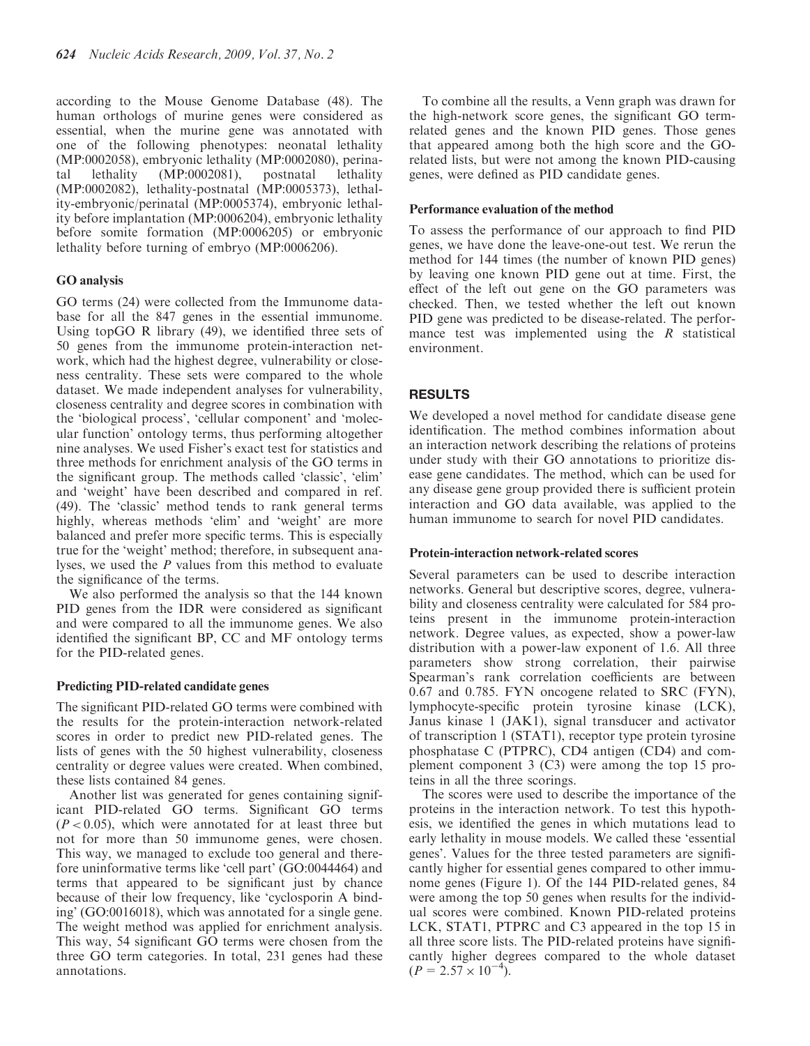according to the Mouse Genome Database (48). The human orthologs of murine genes were considered as essential, when the murine gene was annotated with one of the following phenotypes: neonatal lethality (MP:0002058), embryonic lethality (MP:0002080), perinatal lethality (MP:0002081), postnatal lethality (MP:0002082), lethality-postnatal (MP:0005373), lethality-embryonic/perinatal (MP:0005374), embryonic lethality before implantation (MP:0006204), embryonic lethality before somite formation (MP:0006205) or embryonic lethality before turning of embryo (MP:0006206).

### GO analysis

GO terms (24) were collected from the Immunome database for all the 847 genes in the essential immunome. Using topGO R library (49), we identified three sets of 50 genes from the immunome protein-interaction network, which had the highest degree, vulnerability or closeness centrality. These sets were compared to the whole dataset. We made independent analyses for vulnerability, closeness centrality and degree scores in combination with the 'biological process', 'cellular component' and 'molecular function' ontology terms, thus performing altogether nine analyses. We used Fisher's exact test for statistics and three methods for enrichment analysis of the GO terms in the significant group. The methods called 'classic', 'elim' and 'weight' have been described and compared in ref. (49). The 'classic' method tends to rank general terms highly, whereas methods 'elim' and 'weight' are more balanced and prefer more specific terms. This is especially true for the 'weight' method; therefore, in subsequent analyses, we used the *P* values from this method to evaluate the significance of the terms.

We also performed the analysis so that the 144 known PID genes from the IDR were considered as significant and were compared to all the immunome genes. We also identified the significant BP, CC and MF ontology terms for the PID-related genes.

### Predicting PID-related candidate genes

The significant PID-related GO terms were combined with the results for the protein-interaction network-related scores in order to predict new PID-related genes. The lists of genes with the 50 highest vulnerability, closeness centrality or degree values were created. When combined, these lists contained 84 genes.

Another list was generated for genes containing significant PID-related GO terms. Significant GO terms ($P < 0.05$), which were annotated for at least three but not for more than 50 immunome genes, were chosen. This way, we managed to exclude too general and therefore uninformative terms like 'cell part' (GO:0044464) and terms that appeared to be significant just by chance because of their low frequency, like 'cyclosporin A binding' (GO:0016018), which was annotated for a single gene. The weight method was applied for enrichment analysis. This way, 54 significant GO terms were chosen from the three GO term categories. In total, 231 genes had these annotations.

To combine all the results, a Venn graph was drawn for the high-network score genes, the significant GO term-related genes and the known PID genes. Those genes that appeared among both the high score and the GO-related lists, but were not among the known PID-causing genes, were defined as PID candidate genes.

### Performance evaluation of the method

To assess the performance of our approach to find PID genes, we have done the leave-one-out test. We rerun the method for 144 times (the number of known PID genes) by leaving one known PID gene out at time. First, the effect of the left out gene on the GO parameters was checked. Then, we tested whether the left out known PID gene was predicted to be disease-related. The performance test was implemented using the *R* statistical environment.

## RESULTS

We developed a novel method for candidate disease gene identification. The method combines information about an interaction network describing the relations of proteins under study with their GO annotations to prioritize disease gene candidates. The method, which can be used for any disease gene group provided there is sufficient protein interaction and GO data available, was applied to the human immunome to search for novel PID candidates.

### Protein-interaction network-related scores

Several parameters can be used to describe interaction networks. General but descriptive scores, degree, vulnerability and closeness centrality were calculated for 584 proteins present in the immunome protein-interaction network. Degree values, as expected, show a power-law distribution with a power-law exponent of 1.6. All three parameters show strong correlation, their pairwise Spearman's rank correlation coefficients are between 0.67 and 0.785. FYN oncogene related to SRC (FYN), lymphocyte-specific protein tyrosine kinase (LCK), Janus kinase 1 (JAK1), signal transducer and activator of transcription 1 (STAT1), receptor type protein tyrosine phosphatase C (PTPRC), CD4 antigen (CD4) and complement component 3 (C3) were among the top 15 proteins in all the three scorings.

The scores were used to describe the importance of the proteins in the interaction network. To test this hypothesis, we identified the genes in which mutations lead to early lethality in mouse models. We called these 'essential genes'. Values for the three tested parameters are significantly higher for essential genes compared to other immunome genes (Figure 1). Of the 144 PID-related genes, 84 were among the top 50 genes when results for the individual scores were combined. Known PID-related proteins LCK, STAT1, PTPRC and C3 appeared in the top 15 in all three score lists. The PID-related proteins have significantly higher degrees compared to the whole dataset ($P = 2.57 \times 10^{-4}$).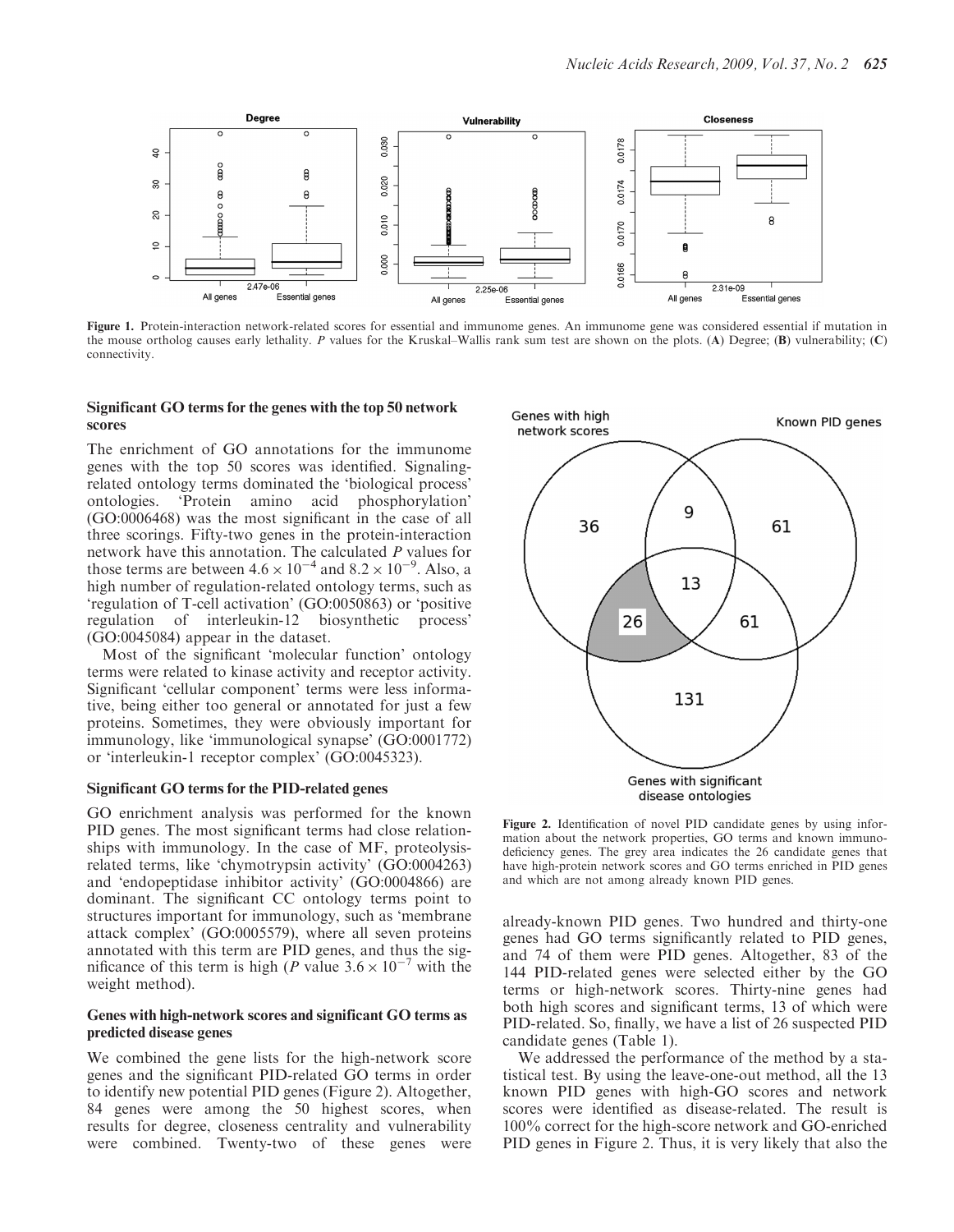Figure 1. Protein-interaction network-related scores for essential and immunome genes. An immunome gene was considered essential if mutation in the mouse ortholog causes early lethality. *P* values for the Kruskal–Wallis rank sum test are shown on the plots. (**A**) Degree; (**B**) vulnerability; (**C**) connectivity.

### Significant GO terms for the genes with the top 50 network scores

The enrichment of GO annotations for the immunome genes with the top 50 scores was identified. Signaling-related ontology terms dominated the 'biological process' ontologies. 'Protein amino acid phosphorylation' (GO:0006468) was the most significant in the case of all three scorings. Fifty-two genes in the protein-interaction network have this annotation. The calculated *P* values for those terms are between $4.6 \times 10^{-4}$ and $8.2 \times 10^{-9}$. Also, a high number of regulation-related ontology terms, such as 'regulation of T-cell activation' (GO:0050863) or 'positive regulation of interleukin-12 biosynthetic process' (GO:0045084) appear in the dataset.

Most of the significant 'molecular function' ontology terms were related to kinase activity and receptor activity. Significant 'cellular component' terms were less informative, being either too general or annotated for just a few proteins. Sometimes, they were obviously important for immunology, like 'immunological synapse' (GO:0001772) or 'interleukin-1 receptor complex' (GO:0045323).

### Significant GO terms for the PID-related genes

GO enrichment analysis was performed for the known PID genes. The most significant terms had close relationships with immunology. In the case of MF, proteolysis-related terms, like 'chymotrypsin activity' (GO:0004263) and 'endopeptidase inhibitor activity' (GO:0004866) are dominant. The significant CC ontology terms point to structures important for immunology, such as 'membrane attack complex' (GO:0005579), where all seven proteins annotated with this term are PID genes, and thus the significance of this term is high (*P* value $3.6 \times 10^{-7}$ with the weight method).

### Genes with high-network scores and significant GO terms as predicted disease genes

We combined the gene lists for the high-network score genes and the significant PID-related GO terms in order to identify new potential PID genes (Figure 2). Altogether, 84 genes were among the 50 highest scores, when results for degree, closeness centrality and vulnerability were combined. Twenty-two of these genes were already-known PID genes. Two hundred and thirty-one genes had GO terms significantly related to PID genes, and 74 of them were PID genes. Altogether, 83 of the 144 PID-related genes were selected either by the GO terms or high-network scores. Thirty-nine genes had both high scores and significant terms, 13 of which were PID-related. So, finally, we have a list of 26 suspected PID candidate genes (Table 1).

Figure 2. Identification of novel PID candidate genes by using information about the network properties, GO terms and known immunodeficiency genes. The grey area indicates the 26 candidate genes that have high-protein network scores and GO terms enriched in PID genes and which are not among already known PID genes.

We addressed the performance of the method by a statistical test. By using the leave-one-out method, all the 13 known PID genes with high-GO scores and network scores were identified as disease-related. The result is 100% correct for the high-score network and GO-enriched PID genes in Figure 2. Thus, it is very likely that also the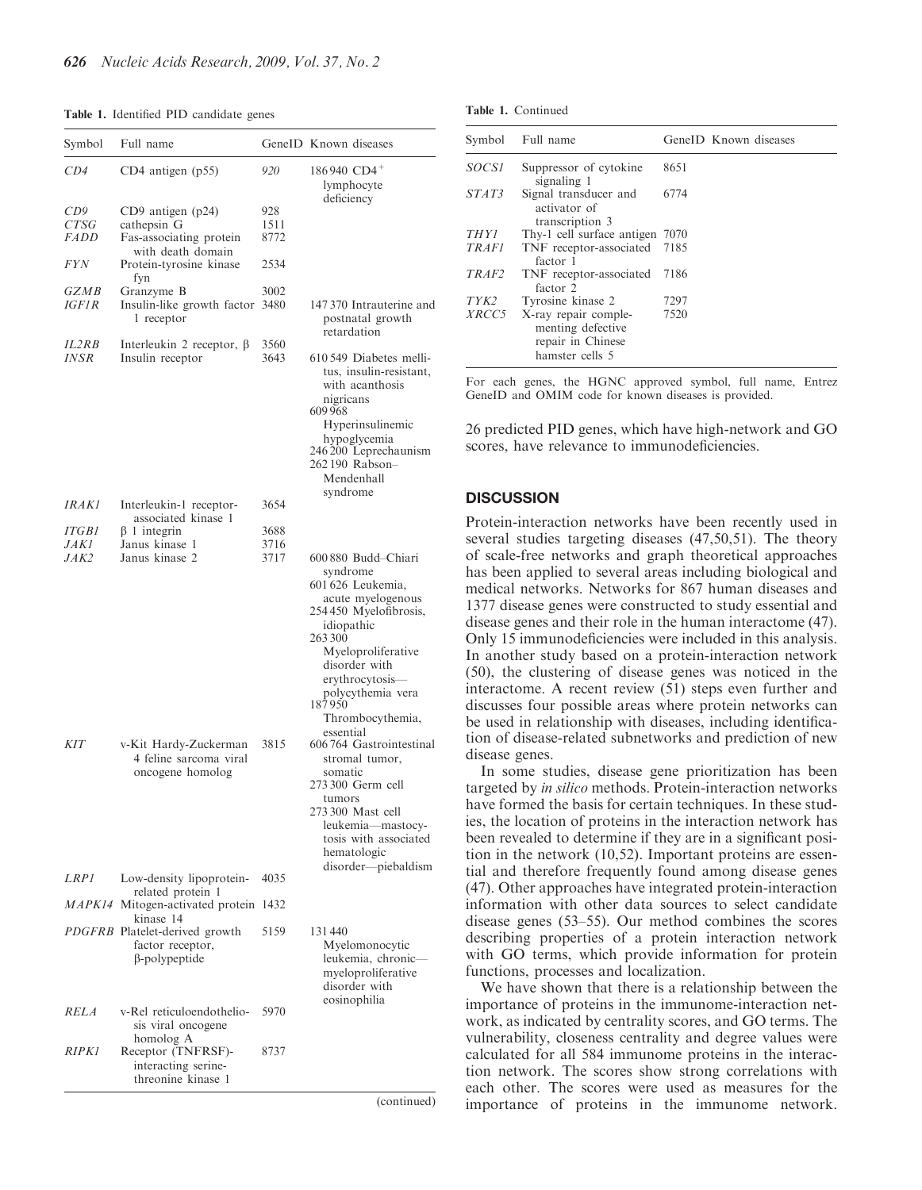**Table 1.** Identified PID candidate genes

| Symbol | Full name | GeneID | Known diseases |
|---|---|---|---|
| *CD4* | CD4 antigen (p55) | *920* | 186 940 CD4$^{+}$ lymphocyte deficiency |
| *CD9* | CD9 antigen (p24) | 928 | |
| *CTSG* | cathepsin G | 1511 | |
| *FADD* | Fas-associating protein with death domain | 8772 | |
| *FYN* | Protein-tyrosine kinase fyn | 2534 | |
| *GZMB* | Granzyme B | 3002 | |
| *IGF1R* | Insulin-like growth factor 1 receptor | 3480 | 147 370 Intrauterine and postnatal growth retardation |
| *IL2RB* | Interleukin 2 receptor, β | 3560 | |
| *INSR* | Insulin receptor | 3643 | 610 549 Diabetes mellitus, insulin-resistant, with acanthosis nigricans; 609 968 Hyperinsulinemic hypoglycemia; 246 200 Leprechaunism; 262 190 Rabson–Mendenhall syndrome |
| *IRAK1* | Interleukin-1 receptor-associated kinase 1 | 3654 | |
| *ITGB1* | β 1 integrin | 3688 | |
| *JAK1* | Janus kinase 1 | 3716 | |
| *JAK2* | Janus kinase 2 | 3717 | 600 880 Budd–Chiari syndrome; 601 626 Leukemia, acute myelogenous; 254 450 Myelofibrosis, idiopathic; 263 300 Myeloproliferative disorder with erythrocytosis—polycythemia vera; 187 950 Thrombocythemia, essential |
| *KIT* | v-Kit Hardy-Zuckerman 4 feline sarcoma viral oncogene homolog | 3815 | 606 764 Gastrointestinal stromal tumor, somatic; 273 300 Germ cell tumors; 273 300 Mast cell leukemia—mastocytosis with associated hematologic disorder—piebaldism |
| *LRP1* | Low-density lipoprotein-related protein 1 | 4035 | |
| *MAPK14* | Mitogen-activated protein kinase 14 | 1432 | |
| *PDGFRB* | Platelet-derived growth factor receptor, β-polypeptide | 5159 | 131 440 Myelomonocytic leukemia, chronic—myeloproliferative disorder with eosinophilia |
| *RELA* | v-Rel reticuloendotheliosis viral oncogene homolog A | 5970 | |
| *RIPK1* | Receptor (TNFRSF)-interacting serine-threonine kinase 1 | 8737 | |
| *SOCS1* | Suppressor of cytokine signaling 1 | 8651 | |
| *STAT3* | Signal transducer and activator of transcription 3 | 6774 | |
| *THY1* | Thy-1 cell surface antigen | 7070 | |
| *TRAF1* | TNF receptor-associated factor 1 | 7185 | |
| *TRAF2* | TNF receptor-associated factor 2 | 7186 | |
| *TYK2* | Tyrosine kinase 2 | 7297 | |
| *XRCC5* | X-ray repair complementing defective repair in Chinese hamster cells 5 | 7520 | |

For each genes, the HGNC approved symbol, full name, Entrez GeneID and OMIM code for known diseases is provided.

26 predicted PID genes, which have high-network and GO scores, have relevance to immunodeficiencies.

## DISCUSSION

Protein-interaction networks have been recently used in several studies targeting diseases (47,50,51). The theory of scale-free networks and graph theoretical approaches has been applied to several areas including biological and medical networks. Networks for 867 human diseases and 1377 disease genes were constructed to study essential and disease genes and their role in the human interactome (47). Only 15 immunodeficiencies were included in this analysis. In another study based on a protein-interaction network (50), the clustering of disease genes was noticed in the interactome. A recent review (51) steps even further and discusses four possible areas where protein networks can be used in relationship with diseases, including identification of disease-related subnetworks and prediction of new disease genes.

In some studies, disease gene prioritization has been targeted by *in silico* methods. Protein-interaction networks have formed the basis for certain techniques. In these studies, the location of proteins in the interaction network has been revealed to determine if they are in a significant position in the network (10,52). Important proteins are essential and therefore frequently found among disease genes (47). Other approaches have integrated protein-interaction information with other data sources to select candidate disease genes (53–55). Our method combines the scores describing properties of a protein interaction network with GO terms, which provide information for protein functions, processes and localization.

We have shown that there is a relationship between the importance of proteins in the immunome-interaction network, as indicated by centrality scores, and GO terms. The vulnerability, closeness centrality and degree values were calculated for all 584 immunome proteins in the interaction network. The scores show strong correlations with each other. The scores were used as measures for the importance of proteins in the immunome network.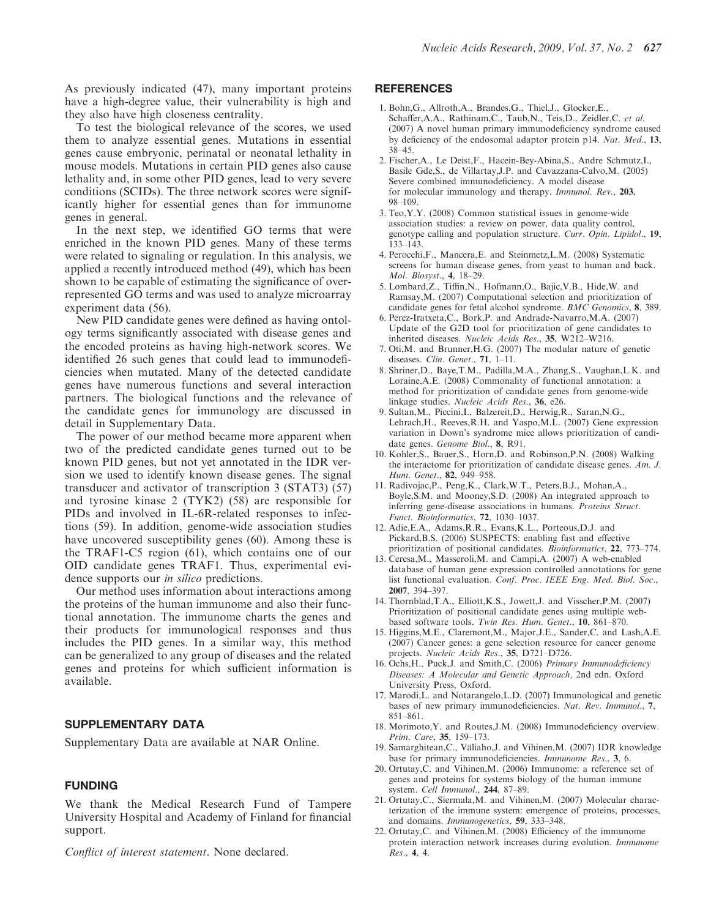As previously indicated (47), many important proteins have a high-degree value, their vulnerability is high and they also have high closeness centrality.

To test the biological relevance of the scores, we used them to analyze essential genes. Mutations in essential genes cause embryonic, perinatal or neonatal lethality in mouse models. Mutations in certain PID genes also cause lethality and, in some other PID genes, lead to very severe conditions (SCIDs). The three network scores were significantly higher for essential genes than for immunome genes in general.

In the next step, we identified GO terms that were enriched in the known PID genes. Many of these terms were related to signaling or regulation. In this analysis, we applied a recently introduced method (49), which has been shown to be capable of estimating the significance of over-represented GO terms and was used to analyze microarray experiment data (56).

New PID candidate genes were defined as having ontology terms significantly associated with disease genes and the encoded proteins as having high-network scores. We identified 26 such genes that could lead to immunodeficiencies when mutated. Many of the detected candidate genes have numerous functions and several interaction partners. The biological functions and the relevance of the candidate genes for immunology are discussed in detail in Supplementary Data.

The power of our method became more apparent when two of the predicted candidate genes turned out to be known PID genes, but not yet annotated in the IDR version we used to identify known disease genes. The signal transducer and activator of transcription 3 (STAT3) (57) and tyrosine kinase 2 (TYK2) (58) are responsible for PIDs and involved in IL-6R-related responses to infections (59). In addition, genome-wide association studies have uncovered susceptibility genes (60). Among these is the TRAF1-C5 region (61), which contains one of our OID candidate genes TRAF1. Thus, experimental evidence supports our *in silico* predictions.

Our method uses information about interactions among the proteins of the human immunome and also their functional annotation. The immunome charts the genes and their products for immunological responses and thus includes the PID genes. In a similar way, this method can be generalized to any group of diseases and the related genes and proteins for which sufficient information is available.

## SUPPLEMENTARY DATA

Supplementary Data are available at NAR Online.

## FUNDING

We thank the Medical Research Fund of Tampere University Hospital and Academy of Finland for financial support.

*Conflict of interest statement*. None declared.

## REFERENCES

1. Bohn,G., Allroth,A., Brandes,G., Thiel,J., Glocker,E., Schaffer,A.A., Rathinam,C., Taub,N., Teis,D., Zeidler,C. *et al.* (2007) A novel human primary immunodeficiency syndrome caused by deficiency of the endosomal adaptor protein p14. *Nat. Med.*, **13**, 38–45.
2. Fischer,A., Le Deist,F., Hacein-Bey-Abina,S., Andre Schmutz,I., Basile Gde,S., de Villartay,J.P. and Cavazzana-Calvo,M. (2005) Severe combined immunodeficiency. A model disease for molecular immunology and therapy. *Immunol. Rev.*, **203**, 98–109.
3. Teo,Y.Y. (2008) Common statistical issues in genome-wide association studies: a review on power, data quality control, genotype calling and population structure. *Curr. Opin. Lipidol.*, **19**, 133–143.
4. Perocchi,F., Mancera,E. and Steinmetz,L.M. (2008) Systematic screens for human disease genes, from yeast to human and back. *Mol. Biosyst.*, **4**, 18–29.
5. Lombard,Z., Tiffin,N., Hofmann,O., Bajic,V.B., Hide,W. and Ramsay,M. (2007) Computational selection and prioritization of candidate genes for fetal alcohol syndrome. *BMC Genomics*, **8**, 389.
6. Perez-Iratxeta,C., Bork,P. and Andrade-Navarro,M.A. (2007) Update of the G2D tool for prioritization of gene candidates to inherited diseases. *Nucleic Acids Res.*, **35**, W212–W216.
7. Oti,M. and Brunner,H.G. (2007) The modular nature of genetic diseases. *Clin. Genet.*, **71**, 1–11.
8. Shriner,D., Baye,T.M., Padilla,M.A., Zhang,S., Vaughan,L.K. and Loraine,A.E. (2008) Commonality of functional annotation: a method for prioritization of candidate genes from genome-wide linkage studies. *Nucleic Acids Res.*, **36**, e26.
9. Sultan,M., Piccini,I., Balzereit,D., Herwig,R., Saran,N.G., Lehrach,H., Reeves,R.H. and Yaspo,M.L. (2007) Gene expression variation in Down's syndrome mice allows prioritization of candidate genes. *Genome Biol.*, **8**, R91.
10. Kohler,S., Bauer,S., Horn,D. and Robinson,P.N. (2008) Walking the interactome for prioritization of candidate disease genes. *Am. J. Hum. Genet.*, **82**, 949–958.
11. Radivojac,P., Peng,K., Clark,W.T., Peters,B.J., Mohan,A., Boyle,S.M. and Mooney,S.D. (2008) An integrated approach to inferring gene-disease associations in humans. *Proteins Struct. Funct. Bioinformatics*, **72**, 1030–1037.
12. Adie,E.A., Adams,R.R., Evans,K.L., Porteous,D.J. and Pickard,B.S. (2006) SUSPECTS: enabling fast and effective prioritization of positional candidates. *Bioinformatics*, **22**, 773–774.
13. Ceresa,M., Masseroli,M. and Campi,A. (2007) A web-enabled database of human gene expression controlled annotations for gene list functional evaluation. *Conf. Proc. IEEE Eng. Med. Biol. Soc.*, **2007**, 394–397.
14. Thornblad,T.A., Elliott,K.S., Jowett,J. and Visscher,P.M. (2007) Prioritization of positional candidate genes using multiple web-based software tools. *Twin Res. Hum. Genet.*, **10**, 861–870.
15. Higgins,M.E., Claremont,M., Major,J.E., Sander,C. and Lash,A.E. (2007) Cancer genes: a gene selection resource for cancer genome projects. *Nucleic Acids Res.*, **35**, D721–D726.
16. Ochs,H., Puck,J. and Smith,C. (2006) *Primary Immunodeficiency Diseases: A Molecular and Genetic Approach,* 2nd edn. Oxford University Press, Oxford.
17. Marodi,L. and Notarangelo,L.D. (2007) Immunological and genetic bases of new primary immunodeficiencies. *Nat. Rev. Immunol.*, **7**, 851–861.
18. Morimoto,Y. and Routes,J.M. (2008) Immunodeficiency overview. *Prim. Care*, **35**, 159–173.
19. Samarghitean,C., Väliaho,J. and Vihinen,M. (2007) IDR knowledge base for primary immunodeficiencies. *Immunome Res.*, **3**, 6.
20. Ortutay,C. and Vihinen,M. (2006) Immunome: a reference set of genes and proteins for systems biology of the human immune system. *Cell Immunol.*, **244**, 87–89.
21. Ortutay,C., Siermala,M. and Vihinen,M. (2007) Molecular characterization of the immune system: emergence of proteins, processes, and domains. *Immunogenetics*, **59**, 333–348.
22. Ortutay,C. and Vihinen,M. (2008) Efficiency of the immunome protein interaction network increases during evolution. *Immunome Res.*, **4**, 4.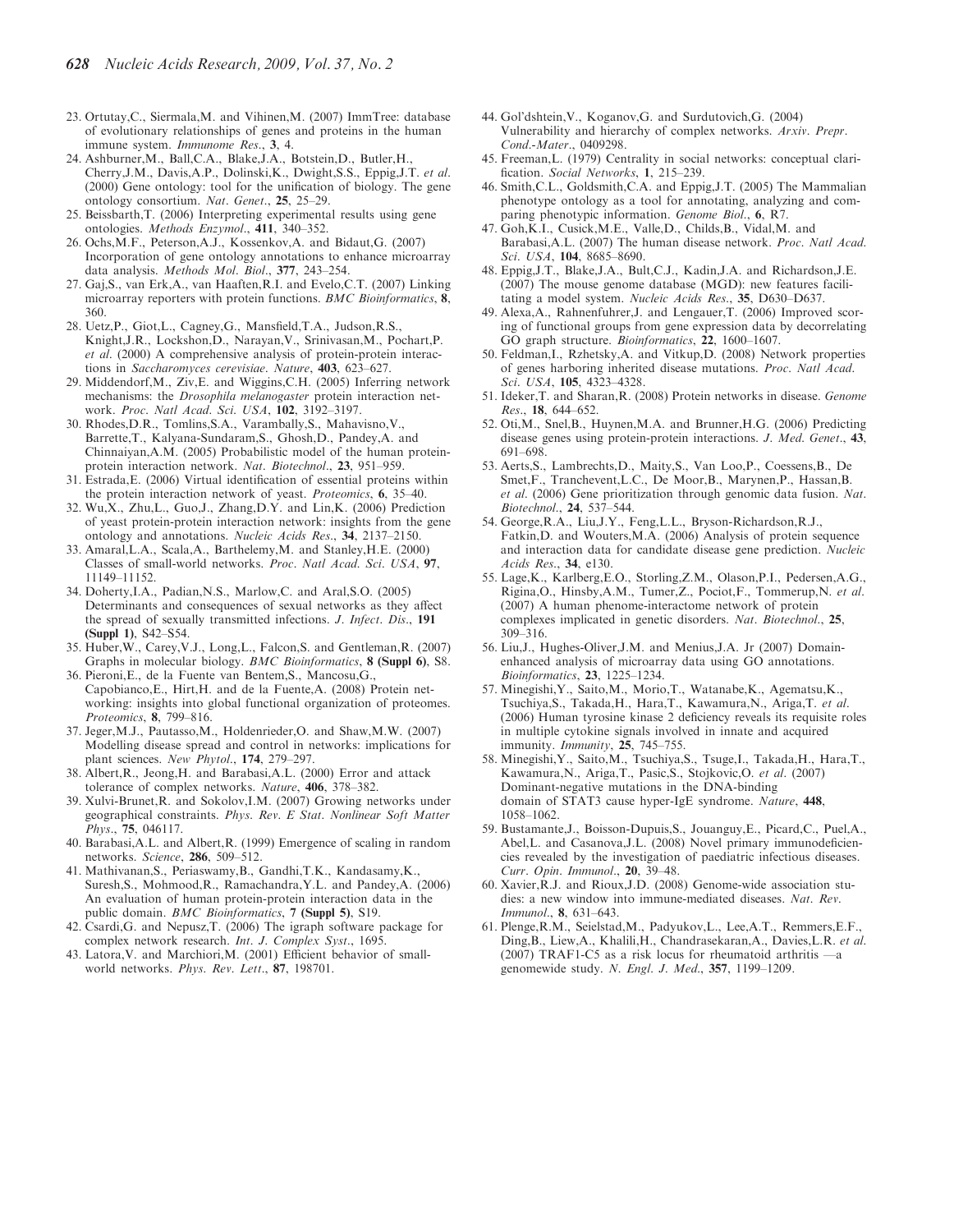23. Ortutay,C., Siermala,M. and Vihinen,M. (2007) ImmTree: database of evolutionary relationships of genes and proteins in the human immune system. *Immunome Res.*, **3**, 4.
24. Ashburner,M., Ball,C.A., Blake,J.A., Botstein,D., Butler,H., Cherry,J.M., Davis,A.P., Dolinski,K., Dwight,S.S., Eppig,J.T. *et al.* (2000) Gene ontology: tool for the unification of biology. The gene ontology consortium. *Nat. Genet.*, **25**, 25–29.
25. Beissbarth,T. (2006) Interpreting experimental results using gene ontologies. *Methods Enzymol.*, **411**, 340–352.
26. Ochs,M.F., Peterson,A.J., Kossenkov,A. and Bidaut,G. (2007) Incorporation of gene ontology annotations to enhance microarray data analysis. *Methods Mol. Biol.*, **377**, 243–254.
27. Gaj,S., van Erk,A., van Haaften,R.I. and Evelo,C.T. (2007) Linking microarray reporters with protein functions. *BMC Bioinformatics*, **8**, 360.
28. Uetz,P., Giot,L., Cagney,G., Mansfield,T.A., Judson,R.S., Knight,J.R., Lockshon,D., Narayan,V., Srinivasan,M., Pochart,P. *et al.* (2000) A comprehensive analysis of protein-protein interactions in *Saccharomyces cerevisiae*. *Nature*, **403**, 623–627.
29. Middendorf,M., Ziv,E. and Wiggins,C.H. (2005) Inferring network mechanisms: the *Drosophila melanogaster* protein interaction network. *Proc. Natl Acad. Sci. USA*, **102**, 3192–3197.
30. Rhodes,D.R., Tomlins,S.A., Varambally,S., Mahavisno,V., Barrette,T., Kalyana-Sundaram,S., Ghosh,D., Pandey,A. and Chinnaiyan,A.M. (2005) Probabilistic model of the human protein-protein interaction network. *Nat. Biotechnol.*, **23**, 951–959.
31. Estrada,E. (2006) Virtual identification of essential proteins within the protein interaction network of yeast. *Proteomics*, **6**, 35–40.
32. Wu,X., Zhu,L., Guo,J., Zhang,D.Y. and Lin,K. (2006) Prediction of yeast protein-protein interaction network: insights from the gene ontology and annotations. *Nucleic Acids Res.*, **34**, 2137–2150.
33. Amaral,L.A., Scala,A., Barthelemy,M. and Stanley,H.E. (2000) Classes of small-world networks. *Proc. Natl Acad. Sci. USA*, **97**, 11149–11152.
34. Doherty,I.A., Padian,N.S., Marlow,C. and Aral,S.O. (2005) Determinants and consequences of sexual networks as they affect the spread of sexually transmitted infections. *J. Infect. Dis.*, **191 (Suppl 1)**, S42–S54.
35. Huber,W., Carey,V.J., Long,L., Falcon,S. and Gentleman,R. (2007) Graphs in molecular biology. *BMC Bioinformatics*, **8 (Suppl 6)**, S8.
36. Pieroni,E., de la Fuente van Bentem,S., Mancosu,G., Capobianco,E., Hirt,H. and de la Fuente,A. (2008) Protein networking: insights into global functional organization of proteomes. *Proteomics*, **8**, 799–816.
37. Jeger,M.J., Pautasso,M., Holdenrieder,O. and Shaw,M.W. (2007) Modelling disease spread and control in networks: implications for plant sciences. *New Phytol.*, **174**, 279–297.
38. Albert,R., Jeong,H. and Barabasi,A.L. (2000) Error and attack tolerance of complex networks. *Nature*, **406**, 378–382.
39. Xulvi-Brunet,R. and Sokolov,I.M. (2007) Growing networks under geographical constraints. *Phys. Rev. E Stat. Nonlinear Soft Matter Phys.*, **75**, 046117.
40. Barabasi,A.L. and Albert,R. (1999) Emergence of scaling in random networks. *Science*, **286**, 509–512.
41. Mathivanan,S., Periaswamy,B., Gandhi,T.K., Kandasamy,K., Suresh,S., Mohmood,R., Ramachandra,Y.L. and Pandey,A. (2006) An evaluation of human protein-protein interaction data in the public domain. *BMC Bioinformatics*, **7 (Suppl 5)**, S19.
42. Csardi,G. and Nepusz,T. (2006) The igraph software package for complex network research. *Int. J. Complex Syst.*, 1695.
43. Latora,V. and Marchiori,M. (2001) Efficient behavior of small-world networks. *Phys. Rev. Lett.*, **87**, 198701.
44. Gol'dshtein,V., Koganov,G. and Surdutovich,G. (2004) Vulnerability and hierarchy of complex networks. *Arxiv. Prepr. Cond.-Mater.*, 0409298.
45. Freeman,L. (1979) Centrality in social networks: conceptual clarification. *Social Networks*, **1**, 215–239.
46. Smith,C.L., Goldsmith,C.A. and Eppig,J.T. (2005) The Mammalian phenotype ontology as a tool for annotating, analyzing and comparing phenotypic information. *Genome Biol.*, **6**, R7.
47. Goh,K.I., Cusick,M.E., Valle,D., Childs,B., Vidal,M. and Barabasi,A.L. (2007) The human disease network. *Proc. Natl Acad. Sci. USA*, **104**, 8685–8690.
48. Eppig,J.T., Blake,J.A., Bult,C.J., Kadin,J.A. and Richardson,J.E. (2007) The mouse genome database (MGD): new features facilitating a model system. *Nucleic Acids Res.*, **35**, D630–D637.
49. Alexa,A., Rahnenfuhrer,J. and Lengauer,T. (2006) Improved scoring of functional groups from gene expression data by decorrelating GO graph structure. *Bioinformatics*, **22**, 1600–1607.
50. Feldman,I., Rzhetsky,A. and Vitkup,D. (2008) Network properties of genes harboring inherited disease mutations. *Proc. Natl Acad. Sci. USA*, **105**, 4323–4328.
51. Ideker,T. and Sharan,R. (2008) Protein networks in disease. *Genome Res.*, **18**, 644–652.
52. Oti,M., Snel,B., Huynen,M.A. and Brunner,H.G. (2006) Predicting disease genes using protein-protein interactions. *J. Med. Genet.*, **43**, 691–698.
53. Aerts,S., Lambrechts,D., Maity,S., Van Loo,P., Coessens,B., De Smet,F., Tranchevent,L.C., De Moor,B., Marynen,P., Hassan,B. *et al.* (2006) Gene prioritization through genomic data fusion. *Nat. Biotechnol.*, **24**, 537–544.
54. George,R.A., Liu,J.Y., Feng,L.L., Bryson-Richardson,R.J., Fatkin,D. and Wouters,M.A. (2006) Analysis of protein sequence and interaction data for candidate disease gene prediction. *Nucleic Acids Res.*, **34**, e130.
55. Lage,K., Karlberg,E.O., Storling,Z.M., Olason,P.I., Pedersen,A.G., Rigina,O., Hinsby,A.M., Tumer,Z., Pociot,F., Tommerup,N. *et al.* (2007) A human phenome-interactome network of protein complexes implicated in genetic disorders. *Nat. Biotechnol.*, **25**, 309–316.
56. Liu,J., Hughes-Oliver,J.M. and Menius,J.A. Jr (2007) Domain-enhanced analysis of microarray data using GO annotations. *Bioinformatics*, **23**, 1225–1234.
57. Minegishi,Y., Saito,M., Morio,T., Watanabe,K., Agematsu,K., Tsuchiya,S., Takada,H., Hara,T., Kawamura,N., Ariga,T. *et al.* (2006) Human tyrosine kinase 2 deficiency reveals its requisite roles in multiple cytokine signals involved in innate and acquired immunity. *Immunity*, **25**, 745–755.
58. Minegishi,Y., Saito,M., Tsuchiya,S., Tsuge,I., Takada,H., Hara,T., Kawamura,N., Ariga,T., Pasic,S., Stojkovic,O. *et al.* (2007) Dominant-negative mutations in the DNA-binding domain of STAT3 cause hyper-IgE syndrome. *Nature*, **448**, 1058–1062.
59. Bustamante,J., Boisson-Dupuis,S., Jouanguy,E., Picard,C., Puel,A., Abel,L. and Casanova,J.L. (2008) Novel primary immunodeficiencies revealed by the investigation of paediatric infectious diseases. *Curr. Opin. Immunol.*, **20**, 39–48.
60. Xavier,R.J. and Rioux,J.D. (2008) Genome-wide association studies: a new window into immune-mediated diseases. *Nat. Rev. Immunol.*, **8**, 631–643.
61. Plenge,R.M., Seielstad,M., Padyukov,L., Lee,A.T., Remmers,E.F., Ding,B., Liew,A., Khalili,H., Chandrasekaran,A., Davies,L.R. *et al.* (2007) TRAF1-C5 as a risk locus for rheumatoid arthritis —a genomewide study. *N. Engl. J. Med.*, **357**, 1199–1209.